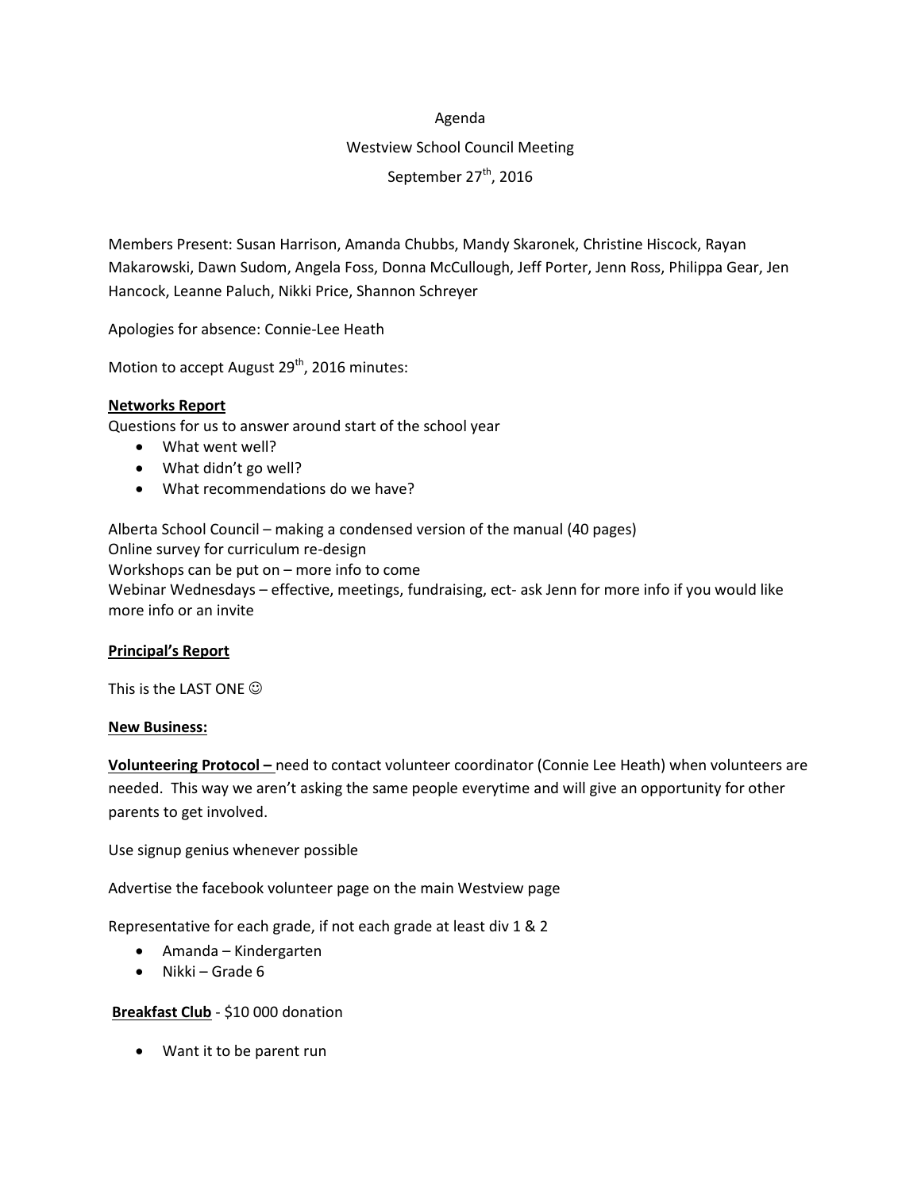Agenda

Westview School Council Meeting

September 27th, 2016

Members Present: Susan Harrison, Amanda Chubbs, Mandy Skaronek, Christine Hiscock, Rayan Makarowski, Dawn Sudom, Angela Foss, Donna McCullough, Jeff Porter, Jenn Ross, Philippa Gear, Jen Hancock, Leanne Paluch, Nikki Price, Shannon Schreyer

Apologies for absence: Connie-Lee Heath

Motion to accept August 29th, 2016 minutes:

**Networks Report**

Questions for us to answer around start of the school year

- What went well?
- What didn't go well?
- What recommendations do we have?

Alberta School Council – making a condensed version of the manual (40 pages)
Online survey for curriculum re-design
Workshops can be put on – more info to come
Webinar Wednesdays – effective, meetings, fundraising, ect- ask Jenn for more info if you would like more info or an invite

**Principal's Report**

This is the LAST ONE ☺

**New Business:**

**Volunteering Protocol –** need to contact volunteer coordinator (Connie Lee Heath) when volunteers are needed. This way we aren't asking the same people everytime and will give an opportunity for other parents to get involved.

Use signup genius whenever possible

Advertise the facebook volunteer page on the main Westview page

Representative for each grade, if not each grade at least div 1 & 2

- Amanda – Kindergarten
- Nikki – Grade 6

**Breakfast Club** - $10 000 donation

- Want it to be parent run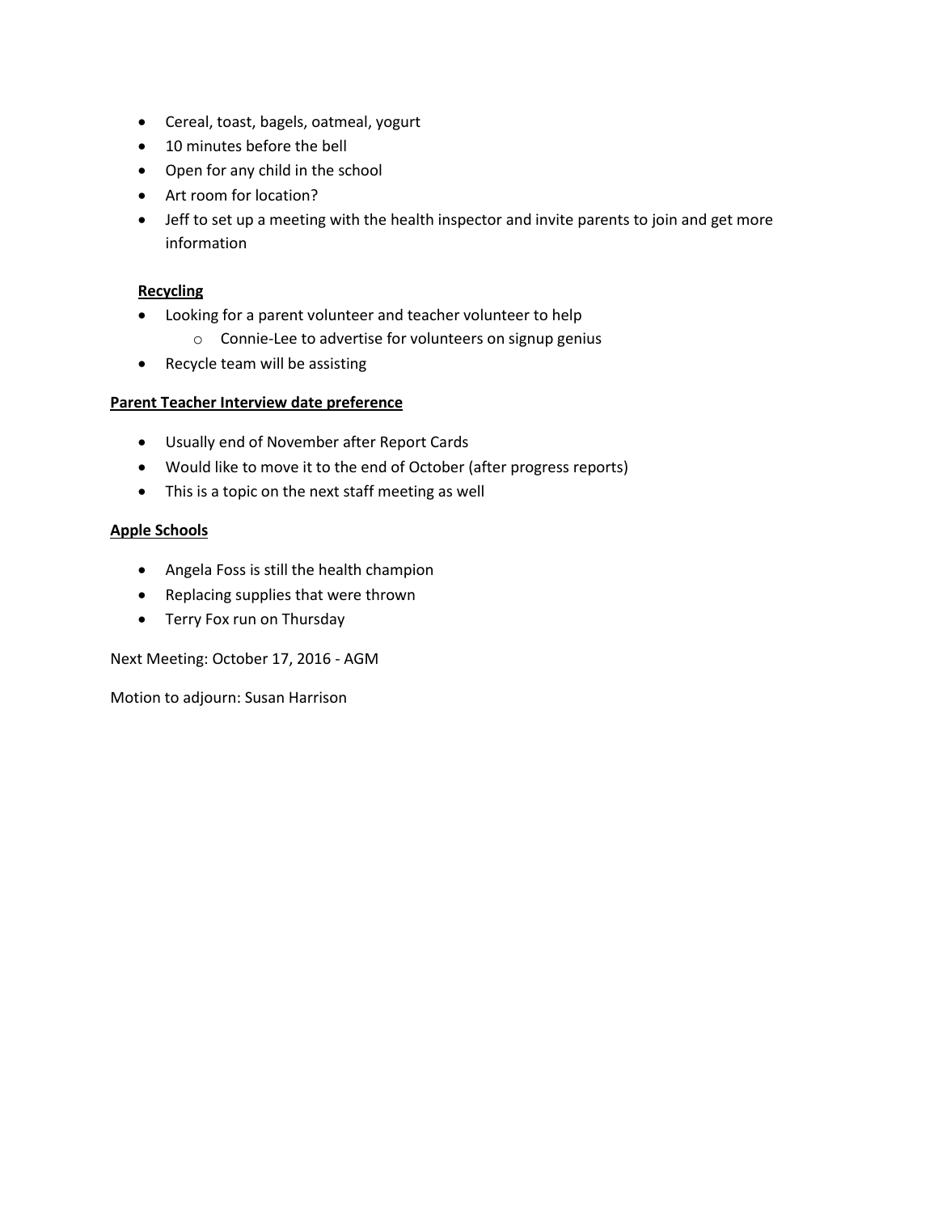- Cereal, toast, bagels, oatmeal, yogurt
- 10 minutes before the bell
- Open for any child in the school
- Art room for location?
- Jeff to set up a meeting with the health inspector and invite parents to join and get more information

**Recycling**

- Looking for a parent volunteer and teacher volunteer to help
    - Connie-Lee to advertise for volunteers on signup genius
- Recycle team will be assisting

**Parent Teacher Interview date preference**

- Usually end of November after Report Cards
- Would like to move it to the end of October (after progress reports)
- This is a topic on the next staff meeting as well

**Apple Schools**

- Angela Foss is still the health champion
- Replacing supplies that were thrown
- Terry Fox run on Thursday

Next Meeting: October 17, 2016 - AGM

Motion to adjourn: Susan Harrison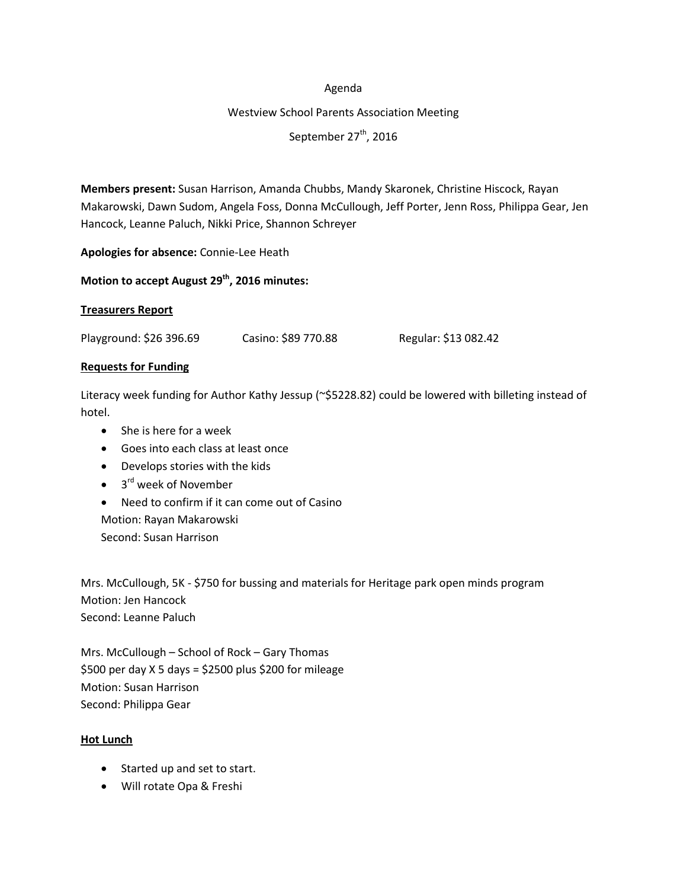Agenda

Westview School Parents Association Meeting

September 27th, 2016

**Members present:** Susan Harrison, Amanda Chubbs, Mandy Skaronek, Christine Hiscock, Rayan Makarowski, Dawn Sudom, Angela Foss, Donna McCullough, Jeff Porter, Jenn Ross, Philippa Gear, Jen Hancock, Leanne Paluch, Nikki Price, Shannon Schreyer

**Apologies for absence:** Connie-Lee Heath

**Motion to accept August 29th, 2016 minutes:**

**Treasurers Report**

Playground: $26 396.69 Casino: $89 770.88 Regular: $13 082.42

**Requests for Funding**

Literacy week funding for Author Kathy Jessup (~$5228.82) could be lowered with billeting instead of hotel.

- She is here for a week
- Goes into each class at least once
- Develops stories with the kids
- 3rd week of November
- Need to confirm if it can come out of Casino

Motion: Rayan Makarowski
Second: Susan Harrison

Mrs. McCullough, 5K - $750 for bussing and materials for Heritage park open minds program
Motion: Jen Hancock
Second: Leanne Paluch

Mrs. McCullough – School of Rock – Gary Thomas
$500 per day X 5 days = $2500 plus $200 for mileage
Motion: Susan Harrison
Second: Philippa Gear

**Hot Lunch**

- Started up and set to start.
- Will rotate Opa & Freshi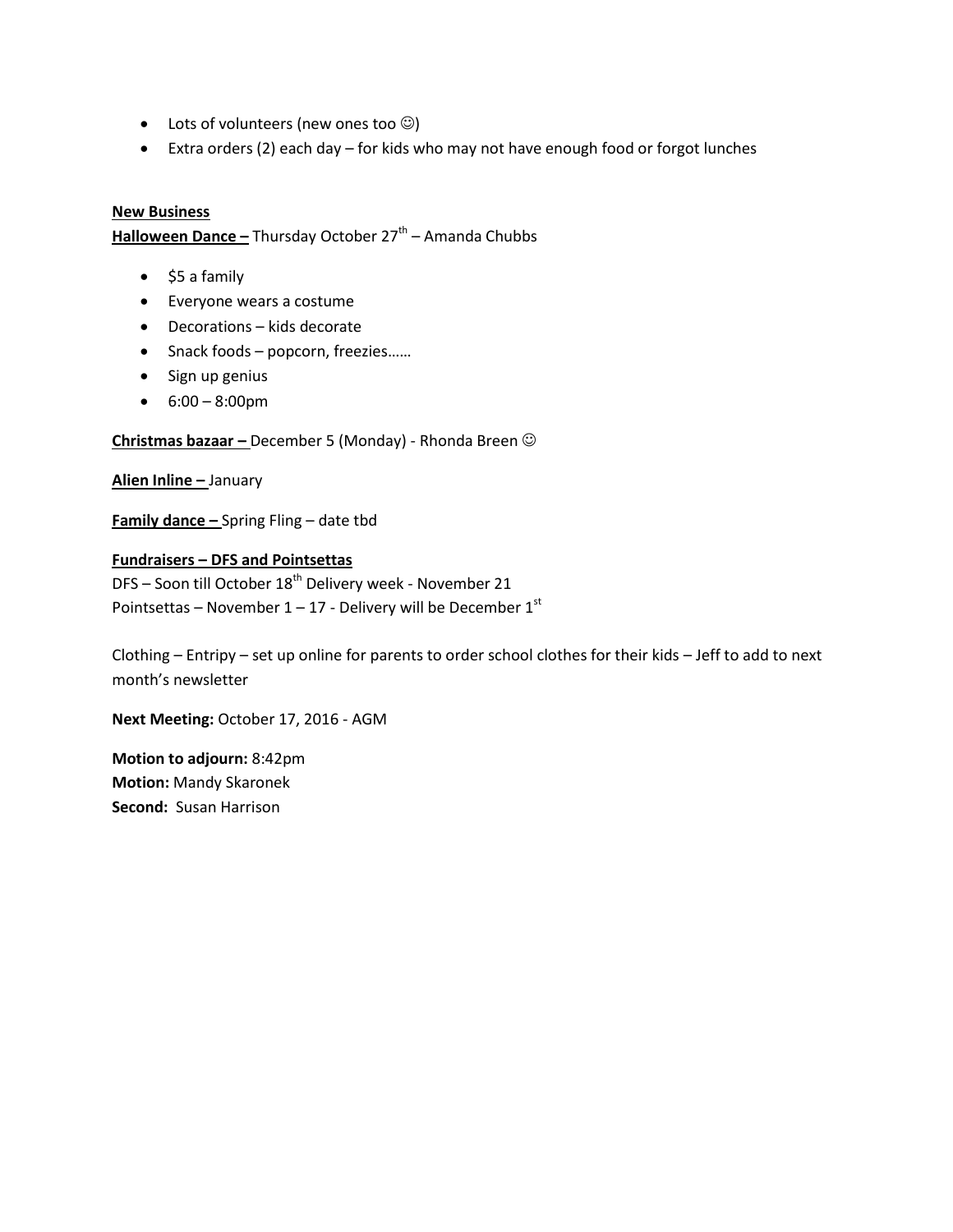- Lots of volunteers (new ones too ☺)
- Extra orders (2) each day – for kids who may not have enough food or forgot lunches

**New Business**

**Halloween Dance –** Thursday October 27th – Amanda Chubbs

- $5 a family
- Everyone wears a costume
- Decorations – kids decorate
- Snack foods – popcorn, freezies……
- Sign up genius
- 6:00 – 8:00pm

**Christmas bazaar –** December 5 (Monday) - Rhonda Breen ☺

**Alien Inline –** January

**Family dance –** Spring Fling – date tbd

**Fundraisers – DFS and Pointsettas**

DFS – Soon till October 18th Delivery week - November 21
Pointsettas – November 1 – 17 - Delivery will be December 1st

Clothing – Entripy – set up online for parents to order school clothes for their kids – Jeff to add to next month's newsletter

**Next Meeting:** October 17, 2016 - AGM

**Motion to adjourn:** 8:42pm
**Motion:** Mandy Skaronek
**Second:** Susan Harrison